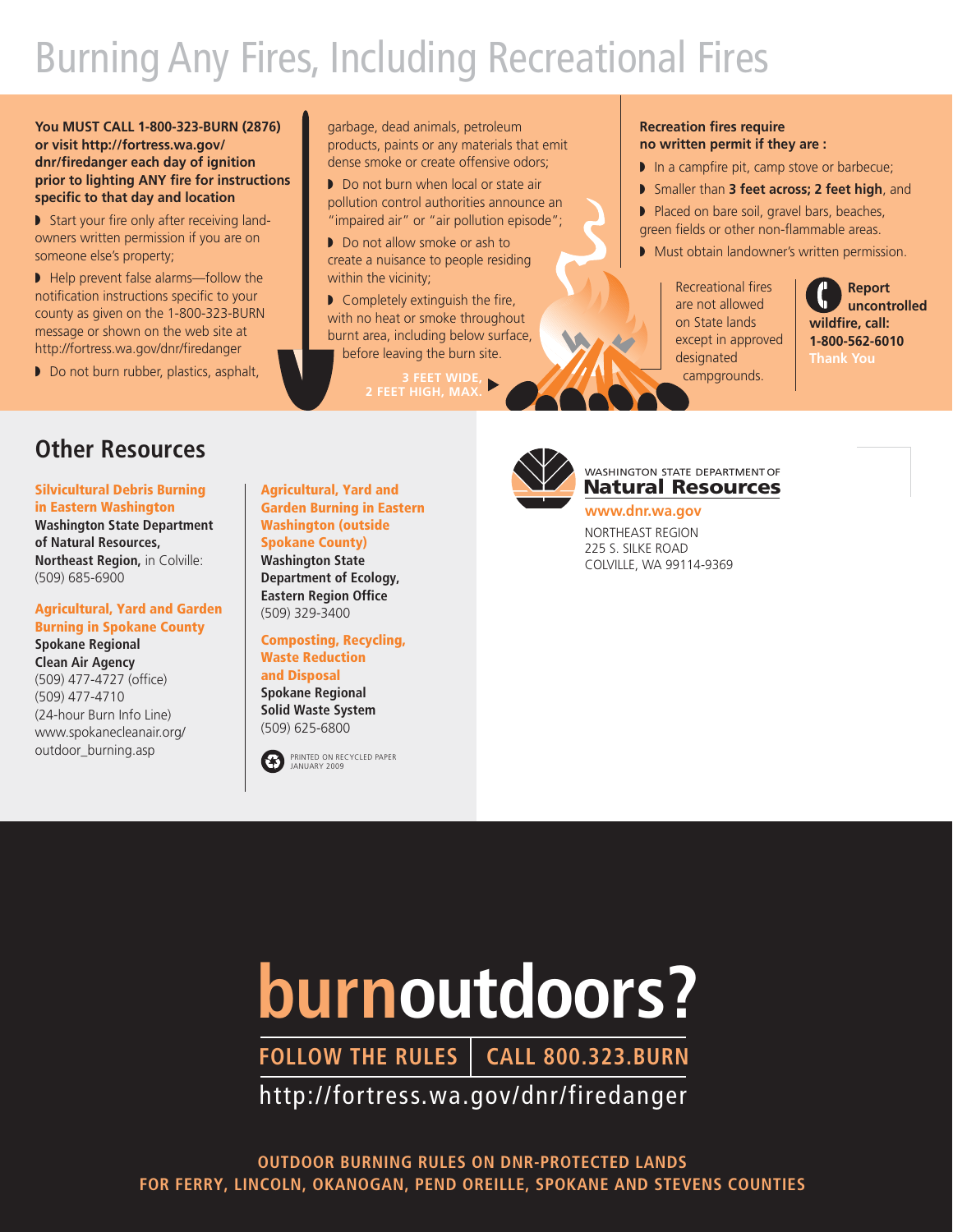# Burning Any Fires, Including Recreational Fires

**You MUST CALL 1-800-323-BURN (2876) or visit http://fortress.wa.gov/dnr/firedanger each day of ignition prior to lighting ANY fire for instructions specific to that day and location**

- Start your fire only after receiving landowners written permission if you are on someone else's property;
- Help prevent false alarms—follow the notification instructions specific to your county as given on the 1-800-323-BURN message or shown on the web site at http://fortress.wa.gov/dnr/firedanger
- Do not burn rubber, plastics, asphalt, garbage, dead animals, petroleum products, paints or any materials that emit dense smoke or create offensive odors;
- Do not burn when local or state air pollution control authorities announce an "impaired air" or "air pollution episode";
- Do not allow smoke or ash to create a nuisance to people residing within the vicinity;
- Completely extinguish the fire, with no heat or smoke throughout burnt area, including below surface, before leaving the burn site.

3 FEET WIDE, 2 FEET HIGH, MAX.

**Recreation fires require no written permit if they are :**

- In a campfire pit, camp stove or barbecue;
- Smaller than **3 feet across; 2 feet high**, and
- Placed on bare soil, gravel bars, beaches, green fields or other non-flammable areas.
- Must obtain landowner's written permission.

Recreational fires are not allowed on State lands except in approved designated campgrounds.

**Report uncontrolled wildfire, call: 1-800-562-6010**
**Thank You**

## Other Resources

**Silvicultural Debris Burning in Eastern Washington**
**Washington State Department of Natural Resources, Northeast Region,** in Colville: (509) 685-6900

**Agricultural, Yard and Garden Burning in Spokane County**
**Spokane Regional Clean Air Agency**
(509) 477-4727 (office)
(509) 477-4710
(24-hour Burn Info Line)
www.spokanecleanair.org/outdoor_burning.asp

**Agricultural, Yard and Garden Burning in Eastern Washington (outside Spokane County)**
**Washington State Department of Ecology, Eastern Region Office**
(509) 329-3400

**Composting, Recycling, Waste Reduction and Disposal**
**Spokane Regional Solid Waste System**
(509) 625-6800

PRINTED ON RECYCLED PAPER
JANUARY 2009

WASHINGTON STATE DEPARTMENT OF
**Natural Resources**
www.dnr.wa.gov
NORTHEAST REGION
225 S. SILKE ROAD
COLVILLE, WA 99114-9369

# burnoutdoors?

**FOLLOW THE RULES | CALL 800.323.BURN**

http://fortress.wa.gov/dnr/firedanger

**OUTDOOR BURNING RULES ON DNR-PROTECTED LANDS FOR FERRY, LINCOLN, OKANOGAN, PEND OREILLE, SPOKANE AND STEVENS COUNTIES**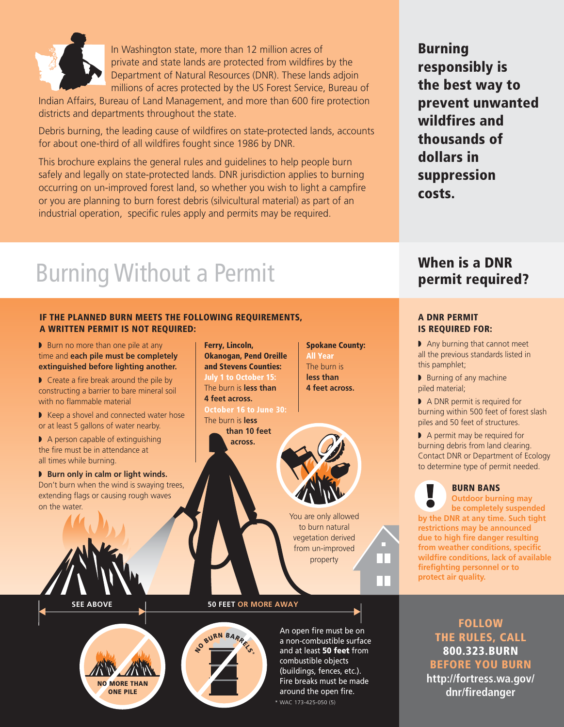In Washington state, more than 12 million acres of private and state lands are protected from wildfires by the Department of Natural Resources (DNR). These lands adjoin millions of acres protected by the US Forest Service, Bureau of Indian Affairs, Bureau of Land Management, and more than 600 fire protection districts and departments throughout the state.

Debris burning, the leading cause of wildfires on state-protected lands, accounts for about one-third of all wildfires fought since 1986 by DNR.

This brochure explains the general rules and guidelines to help people burn safely and legally on state-protected lands. DNR jurisdiction applies to burning occurring on un-improved forest land, so whether you wish to light a campfire or you are planning to burn forest debris (silvicultural material) as part of an industrial operation, specific rules apply and permits may be required.

**Burning responsibly is the best way to prevent unwanted wildfires and thousands of dollars in suppression costs.**

# Burning Without a Permit

### IF THE PLANNED BURN MEETS THE FOLLOWING REQUIREMENTS, A WRITTEN PERMIT IS NOT REQUIRED:

- Burn no more than one pile at any time and **each pile must be completely extinguished before lighting another.**
- Create a fire break around the pile by constructing a barrier to bare mineral soil with no flammable material
- Keep a shovel and connected water hose or at least 5 gallons of water nearby.
- A person capable of extinguishing the fire must be in attendance at all times while burning.
- **Burn only in calm or light winds.** Don't burn when the wind is swaying trees, extending flags or causing rough waves on the water.

**Ferry, Lincoln, Okanogan, Pend Oreille and Stevens Counties:**
July 1 to October 15: The burn is **less than 4 feet across.**
October 16 to June 30: The burn is **less than 10 feet across.**

**Spokane County:**
All Year
The burn is **less than 4 feet across.**

You are only allowed to burn natural vegetation derived from un-improved property

SEE ABOVE

50 FEET OR MORE AWAY

NO MORE THAN ONE PILE

NO BURN BARRELS*

An open fire must be on a non-combustible surface and at least **50 feet** from combustible objects (buildings, fences, etc.). Fire breaks must be made around the open fire.

\* WAC 173-425-050 (5)

## When is a DNR permit required?

### A DNR PERMIT IS REQUIRED FOR:

- Any burning that cannot meet all the previous standards listed in this pamphlet;
- Burning of any machine piled material;
- A DNR permit is required for burning within 500 feet of forest slash piles and 50 feet of structures.
- A permit may be required for burning debris from land clearing. Contact DNR or Department of Ecology to determine type of permit needed.

### BURN BANS

**Outdoor burning may be completely suspended by the DNR at any time. Such tight restrictions may be announced due to high fire danger resulting from weather conditions, specific wildfire conditions, lack of available firefighting personnel or to protect air quality.**

**FOLLOW THE RULES, CALL 800.323.BURN BEFORE YOU BURN**
**http://fortress.wa.gov/dnr/firedanger**